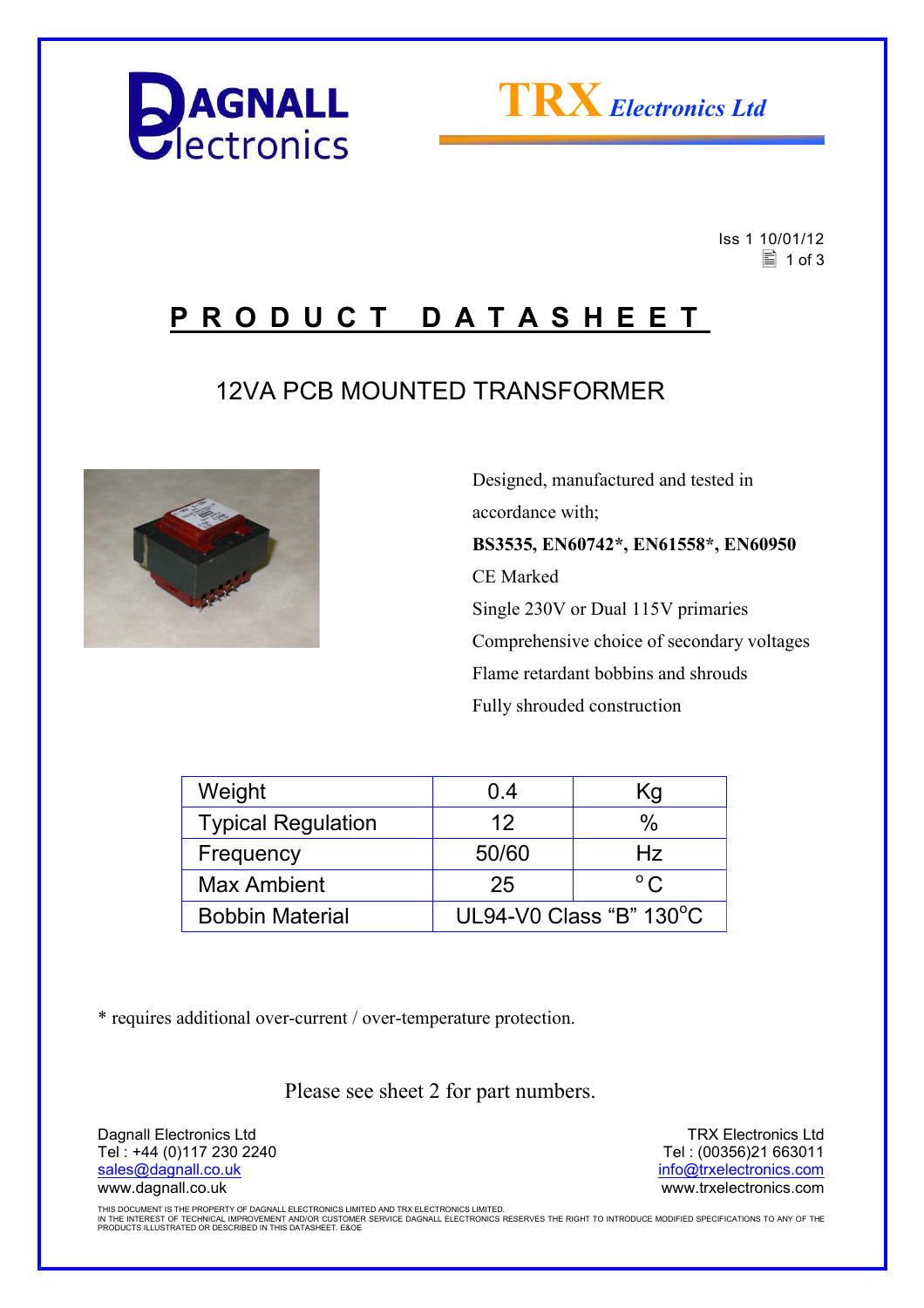Iss 1 10/01/12

# PRODUCT DATASHEET

## 12VA PCB MOUNTED TRANSFORMER

Designed, manufactured and tested in accordance with;

**BS3535, EN60742*, EN61558*, EN60950**

CE Marked

Single 230V or Dual 115V primaries

Comprehensive choice of secondary voltages

Flame retardant bobbins and shrouds

Fully shrouded construction

| Weight | 0.4 | Kg |
|---|---|---|
| Typical Regulation | 12 | % |
| Frequency | 50/60 | Hz |
| Max Ambient | 25 | °C |
| Bobbin Material | UL94-V0 Class "B" 130°C | |

* requires additional over-current / over-temperature protection.

Please see sheet 2 for part numbers.

Dagnall Electronics Ltd
Tel : +44 (0)117 230 2240
sales@dagnall.co.uk
www.dagnall.co.uk

TRX Electronics Ltd
Tel : (00356)21 663011
info@trxelectronics.com
www.trxelectronics.com

THIS DOCUMENT IS THE PROPERTY OF DAGNALL ELECTRONICS LIMITED AND TRX ELECTRONICS LIMITED.
IN THE INTEREST OF TECHNICAL IMPROVEMENT AND/OR CUSTOMER SERVICE DAGNALL ELECTRONICS RESERVES THE RIGHT TO INTRODUCE MODIFIED SPECIFICATIONS TO ANY OF THE PRODUCTS ILLUSTRATED OR DESCRIBED IN THIS DATASHEET. E&OE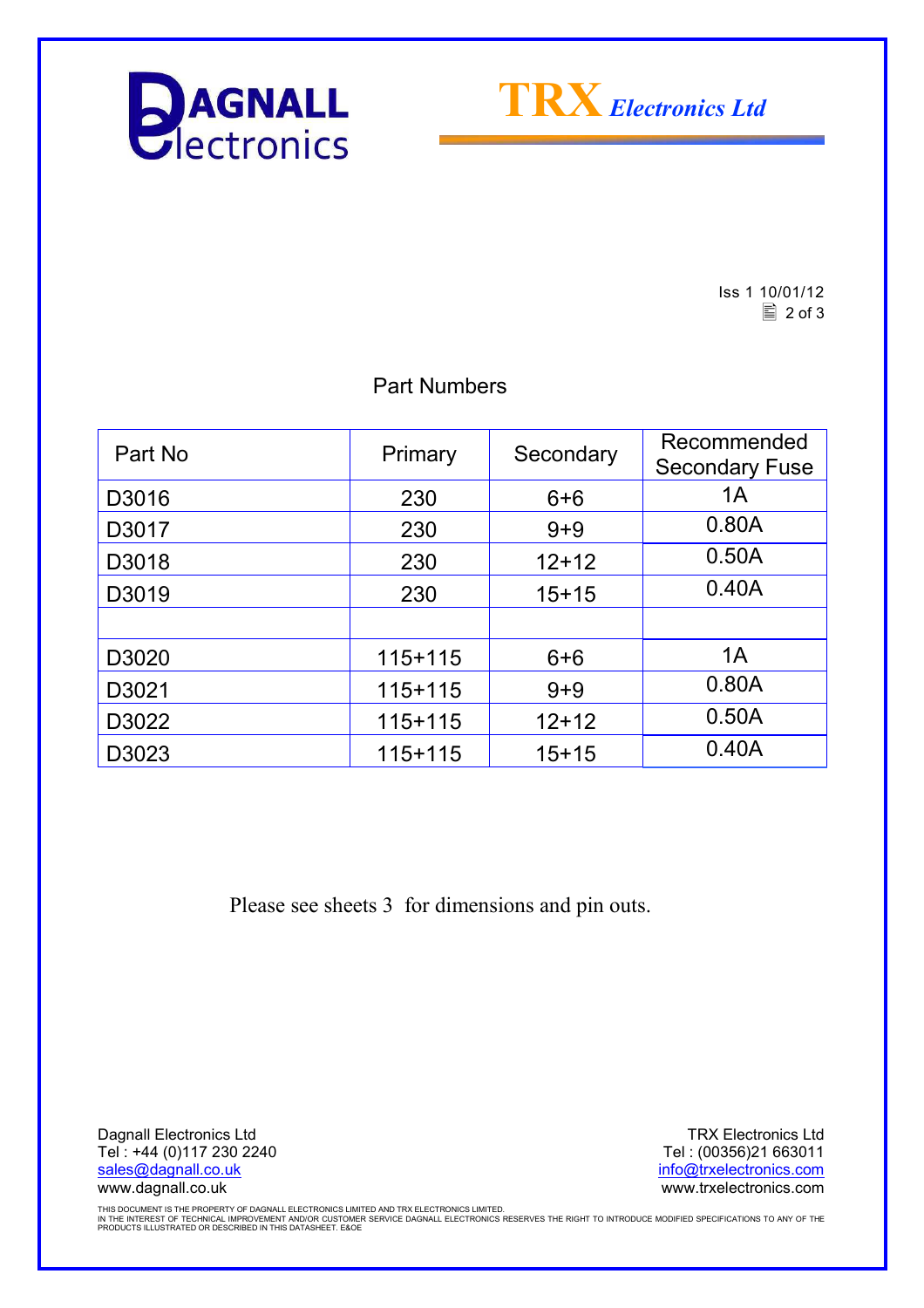Iss 1 10/01/12

## Part Numbers

| Part No | Primary | Secondary | Recommended Secondary Fuse |
|---|---|---|---|
| D3016 | 230 | 6+6 | 1A |
| D3017 | 230 | 9+9 | 0.80A |
| D3018 | 230 | 12+12 | 0.50A |
| D3019 | 230 | 15+15 | 0.40A |
| | | | |
| D3020 | 115+115 | 6+6 | 1A |
| D3021 | 115+115 | 9+9 | 0.80A |
| D3022 | 115+115 | 12+12 | 0.50A |
| D3023 | 115+115 | 15+15 | 0.40A |

Please see sheets 3 for dimensions and pin outs.

Dagnall Electronics Ltd
Tel : +44 (0)117 230 2240
sales@dagnall.co.uk
www.dagnall.co.uk

TRX Electronics Ltd
Tel : (00356)21 663011
info@trxelectronics.com
www.trxelectronics.com

THIS DOCUMENT IS THE PROPERTY OF DAGNALL ELECTRONICS LIMITED AND TRX ELECTRONICS LIMITED.
IN THE INTEREST OF TECHNICAL IMPROVEMENT AND/OR CUSTOMER SERVICE DAGNALL ELECTRONICS RESERVES THE RIGHT TO INTRODUCE MODIFIED SPECIFICATIONS TO ANY OF THE PRODUCTS ILLUSTRATED OR DESCRIBED IN THIS DATASHEET. E&OE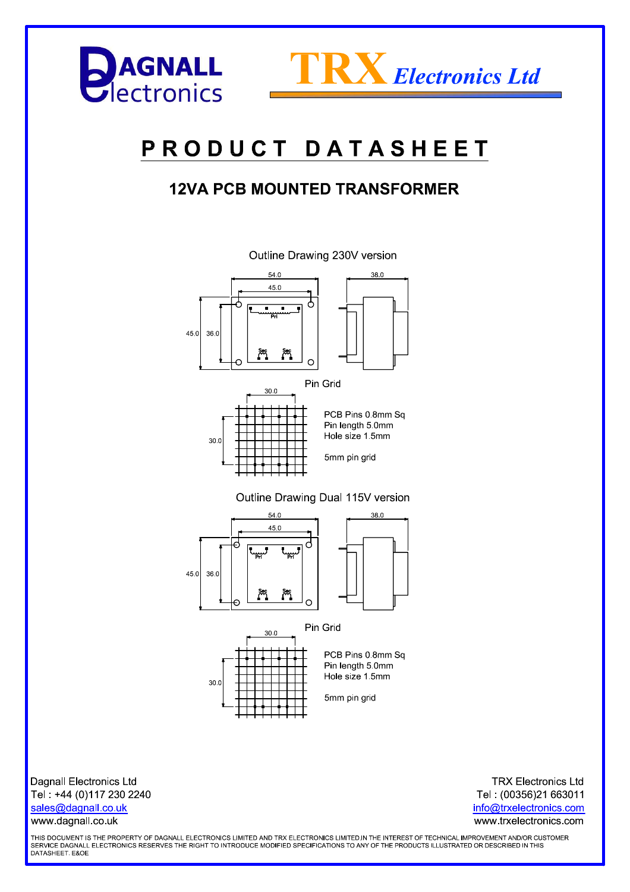# PRODUCT DATASHEET

## 12VA PCB MOUNTED TRANSFORMER

Outline Drawing 230V version

54.0
45.0
38.0
45.0
36.0
Pri
Sec
Sec

Pin Grid

30.0
30.0

PCB Pins 0.8mm Sq
Pin length 5.0mm
Hole size 1.5mm

5mm pin grid

Outline Drawing Dual 115V version

54.0
45.0
38.0
45.0
36.0
Pri
Pri
Sec
Sec

Pin Grid

30.0
30.0

PCB Pins 0.8mm Sq
Pin length 5.0mm
Hole size 1.5mm

5mm pin grid

Dagnall Electronics Ltd
Tel : +44 (0)117 230 2240
sales@dagnall.co.uk
www.dagnall.co.uk

TRX Electronics Ltd
Tel : (00356)21 663011
info@trxelectronics.com
www.trxelectronics.com

THIS DOCUMENT IS THE PROPERTY OF DAGNALL ELECTRONICS LIMITED AND TRX ELECTRONICS LIMITED.IN THE INTEREST OF TECHNICAL IMPROVEMENT AND/OR CUSTOMER SERVICE DAGNALL ELECTRONICS RESERVES THE RIGHT TO INTRODUCE MODIFIED SPECIFICATIONS TO ANY OF THE PRODUCTS ILLUSTRATED OR DESCRIBED IN THIS DATASHEET. E&OE